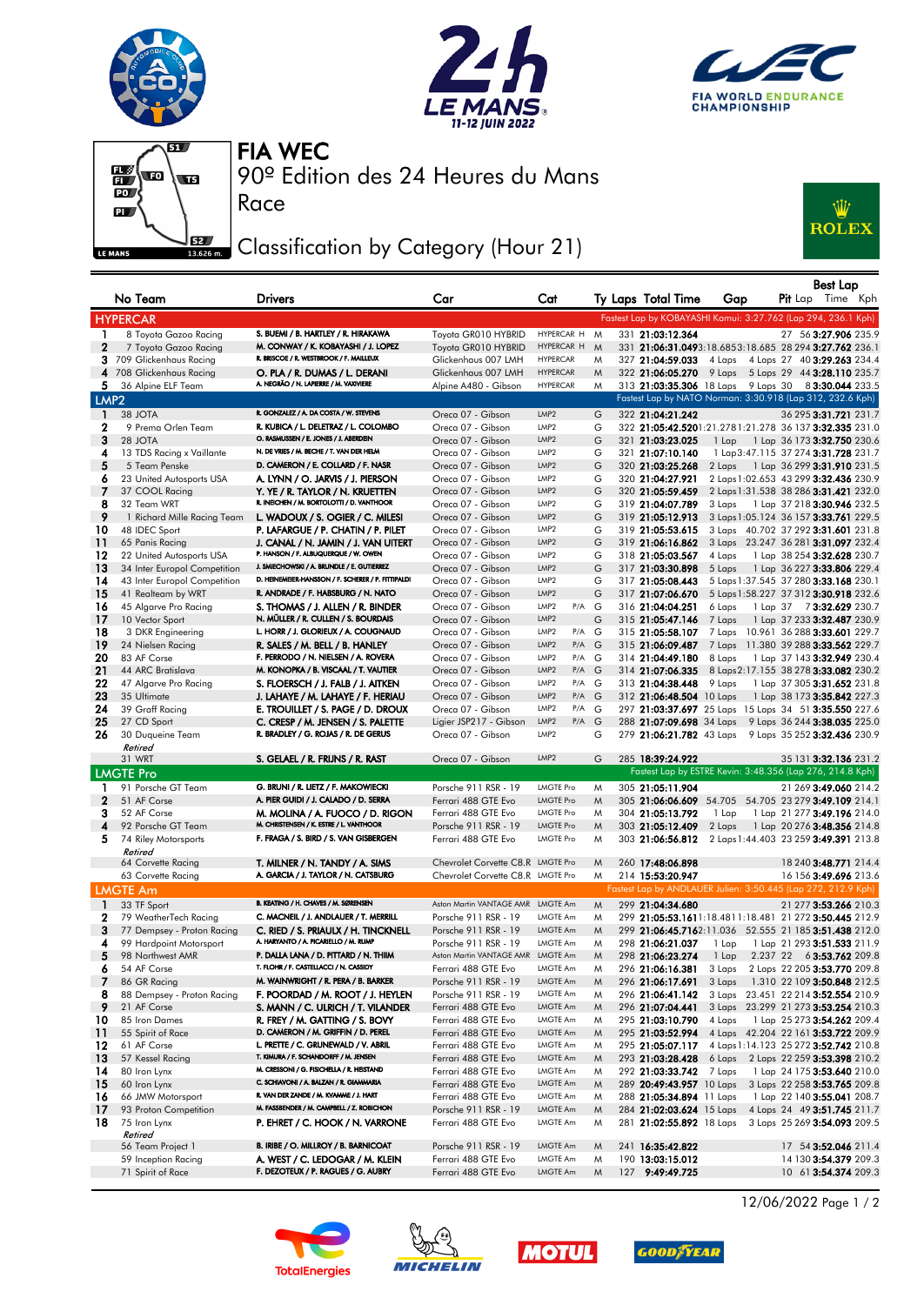# FIA WEC

90º Edition des 24 Heures du Mans

Race

## Classification by Category (Hour 21)

| No | Team | Drivers | Car | Cat | Ty | Laps | Total Time | Gap | Pit | Best Lap Lap | Best Lap Time | Kph |
|---|---|---|---|---|---|---|---|---|---|---|---|---|
| **HYPERCAR** | | | | | | | | Fastest Lap by KOBAYASHI Kamui: 3:27.762 (Lap 294, 236.1 Kph) | | | | |
| 1 | 8 Toyota Gazoo Racing | S. BUEMI / B. HARTLEY / R. HIRAKAWA | Toyota GR010 HYBRID | HYPERCAR H | M | 331 | 21:03:12.364 | | 27 | 56 | 3:27.906 | 235.9 |
| 2 | 7 Toyota Gazoo Racing | M. CONWAY / K. KOBAYASHI / J. LOPEZ | Toyota GR010 HYBRID | HYPERCAR H | M | 331 | 21:06:31.049 | 3:18.685 3:18.685 | 28 | 294 | 3:27.762 | 236.1 |
| 3 | 709 Glickenhaus Racing | R. BRISCOE / R. WESTBROOK / F. MAILLEUX | Glickenhaus 007 LMH | HYPERCAR | M | 327 | 21:04:59.033 | 4 Laps 4 Laps | 27 | 40 | 3:29.263 | 234.4 |
| 4 | 708 Glickenhaus Racing | O. PLA / R. DUMAS / L. DERANI | Glickenhaus 007 LMH | HYPERCAR | M | 322 | 21:06:05.270 | 9 Laps 5 Laps | 29 | 44 | 3:28.110 | 235.7 |
| 5 | 36 Alpine ELF Team | A. NEGRÃO / N. LAPIERRE / M. VAXIVIERE | Alpine A480 - Gibson | HYPERCAR | M | 313 | 21:03:35.306 | 18 Laps 9 Laps | 30 | 8 | 3:30.044 | 233.5 |
| **LMP2** | | | | | | | | Fastest Lap by NATO Norman: 3:30.918 (Lap 312, 232.6 Kph) | | | | |
| 1 | 38 JOTA | R. GONZALEZ / A. DA COSTA / W. STEVENS | Oreca 07 - Gibson | LMP2 | G | 322 | 21:04:21.242 | | 36 | 295 | 3:31.721 | 231.7 |
| 2 | 9 Prema Orlen Team | R. KUBICA / L. DELETRAZ / L. COLOMBO | Oreca 07 - Gibson | LMP2 | G | 322 | 21:05:42.520 | 1:21.278 1:21.278 | 36 | 137 | 3:32.335 | 231.0 |
| 3 | 28 JOTA | O. RASMUSSEN / E. JONES / J. ABERDEIN | Oreca 07 - Gibson | LMP2 | G | 321 | 21:03:23.025 | 1 Lap 1 Lap | 36 | 173 | 3:32.750 | 230.6 |
| 4 | 13 TDS Racing x Vaillante | N. DE VRIES / M. BECHE / T. VAN DER HELM | Oreca 07 - Gibson | LMP2 | G | 321 | 21:07:10.140 | 1 Lap 3:47.115 | 37 | 274 | 3:31.728 | 231.7 |
| 5 | 5 Team Penske | D. CAMERON / E. COLLARD / F. NASR | Oreca 07 - Gibson | LMP2 | G | 320 | 21:03:25.268 | 2 Laps 1 Lap | 36 | 299 | 3:31.910 | 231.5 |
| 6 | 23 United Autosports USA | A. LYNN / O. JARVIS / J. PIERSON | Oreca 07 - Gibson | LMP2 | G | 320 | 21:04:27.921 | 2 Laps 1:02.653 | 43 | 299 | 3:32.436 | 230.9 |
| 7 | 37 COOL Racing | Y. YE / R. TAYLOR / N. KRUETTEN | Oreca 07 - Gibson | LMP2 | G | 320 | 21:05:59.459 | 2 Laps 1:31.538 | 38 | 286 | 3:32.361 | 231.0 |
| 8 | 32 Team WRT | R. INEICHEN / M. BORTOLOTTI / D. VANTHOOR | Oreca 07 - Gibson | LMP2 | G | 319 | 21:04:07.789 | 3 Laps 1 Lap | 37 | 218 | 3:30.946 | 232.5 |
| 9 | 1 Richard Mille Racing Team | L. WADOUX / S. OGIER / C. MILESI | Oreca 07 - Gibson | LMP2 | G | 319 | 21:05:12.913 | 3 Laps 1:05.124 | 36 | 157 | 3:33.761 | 229.5 |
| 10 | 48 IDEC Sport | P. LAFARGUE / P. CHATIN / P. PILET | Oreca 07 - Gibson | LMP2 | G | 319 | 21:05:53.615 | 3 Laps 40.702 | 37 | 292 | 3:31.601 | 231.8 |
| 11 | 65 Panis Racing | J. CANAL / N. JAMIN / J. VAN UITERT | Oreca 07 - Gibson | LMP2 | G | 319 | 21:06:16.862 | 3 Laps 23.247 | 36 | 281 | 3:31.097 | 232.4 |
| 12 | 22 United Autosports USA | P. HANSON / F. ALBUQUERQUE / W. OWEN | Oreca 07 - Gibson | LMP2 | G | 318 | 21:05:03.567 | 4 Laps 1 Lap | 38 | 254 | 3:32.628 | 230.7 |
| 13 | 34 Inter Europol Competition | J. SMIECHOWSKI / A. BRUNDLE / E. GUTIERREZ | Oreca 07 - Gibson | LMP2 | G | 317 | 21:03:30.898 | 5 Laps 1 Lap | 36 | 227 | 3:33.806 | 229.4 |
| 14 | 43 Inter Europol Competition | D. HEINEMEIER-HANSSON / F. SCHERER / P. FITTIPALDI | Oreca 07 - Gibson | LMP2 | G | 317 | 21:05:08.443 | 5 Laps 1:37.545 | 37 | 280 | 3:33.168 | 230.1 |
| 15 | 41 Realteam by WRT | R. ANDRADE / F. HABSBURG / N. NATO | Oreca 07 - Gibson | LMP2 | G | 317 | 21:07:06.670 | 5 Laps 1:58.227 | 37 | 312 | 3:30.918 | 232.6 |
| 16 | 45 Algarve Pro Racing | S. THOMAS / J. ALLEN / R. BINDER | Oreca 07 - Gibson | LMP2 P/A | G | 316 | 21:04:04.251 | 6 Laps 1 Lap | 37 | 7 | 3:32.629 | 230.7 |
| 17 | 10 Vector Sport | N. MÜLLER / R. CULLEN / S. BOURDAIS | Oreca 07 - Gibson | LMP2 | G | 315 | 21:05:47.146 | 7 Laps 1 Lap | 37 | 233 | 3:32.487 | 230.9 |
| 18 | 3 DKR Engineering | L. HORR / J. GLORIEUX / A. COUGNAUD | Oreca 07 - Gibson | LMP2 P/A | G | 315 | 21:05:58.107 | 7 Laps 10.961 | 36 | 288 | 3:33.601 | 229.7 |
| 19 | 24 Nielsen Racing | R. SALES / M. BELL / B. HANLEY | Oreca 07 - Gibson | LMP2 P/A | G | 315 | 21:06:09.487 | 7 Laps 11.380 | 39 | 288 | 3:33.562 | 229.7 |
| 20 | 83 AF Corse | F. PERRODO / N. NIELSEN / A. ROVERA | Oreca 07 - Gibson | LMP2 P/A | G | 314 | 21:04:49.180 | 8 Laps 1 Lap | 37 | 143 | 3:32.949 | 230.4 |
| 21 | 44 ARC Bratislava | M. KONOPKA / B. VISCAAL / T. VAUTIER | Oreca 07 - Gibson | LMP2 P/A | G | 314 | 21:07:06.335 | 8 Laps 2:17.155 | 38 | 278 | 3:33.082 | 230.2 |
| 22 | 47 Algarve Pro Racing | S. FLOERSCH / J. FALB / J. AITKEN | Oreca 07 - Gibson | LMP2 P/A | G | 313 | 21:04:38.448 | 9 Laps 1 Lap | 37 | 305 | 3:31.652 | 231.8 |
| 23 | 35 Ultimate | J. LAHAYE / M. LAHAYE / F. HERIAU | Oreca 07 - Gibson | LMP2 P/A | G | 312 | 21:06:48.504 | 10 Laps 1 Lap | 38 | 173 | 3:35.842 | 227.3 |
| 24 | 39 Graff Racing | E. TROUILLET / S. PAGE / D. DROUX | Oreca 07 - Gibson | LMP2 P/A | G | 297 | 21:03:37.697 | 25 Laps 15 Laps | 34 | 51 | 3:35.550 | 227.6 |
| 25 | 27 CD Sport | C. CRESP / M. JENSEN / S. PALETTE | Ligier JSP217 - Gibson | LMP2 P/A | G | 288 | 21:07:09.698 | 34 Laps 9 Laps | 36 | 244 | 3:38.035 | 225.0 |
| 26 | 30 Duqueine Team | R. BRADLEY / G. ROJAS / R. DE GERUS | Oreca 07 - Gibson | LMP2 | G | 279 | 21:06:21.782 | 43 Laps 9 Laps | 35 | 252 | 3:32.436 | 230.9 |
| *Retired* | | | | | | | | | | | | |
| | 31 WRT | S. GELAEL / R. FRIJNS / R. RAST | Oreca 07 - Gibson | LMP2 | G | 285 | 18:39:24.922 | | 35 | 131 | 3:32.136 | 231.2 |
| **LMGTE Pro** | | | | | | | | Fastest Lap by ESTRE Kevin: 3:48.356 (Lap 276, 214.8 Kph) | | | | |
| 1 | 91 Porsche GT Team | G. BRUNI / R. LIETZ / F. MAKOWIECKI | Porsche 911 RSR - 19 | LMGTE Pro | M | 305 | 21:05:11.904 | | 21 | 269 | 3:49.060 | 214.2 |
| 2 | 51 AF Corse | A. PIER GUIDI / J. CALADO / D. SERRA | Ferrari 488 GTE Evo | LMGTE Pro | M | 305 | 21:06:06.609 | 54.705 54.705 | 23 | 279 | 3:49.109 | 214.1 |
| 3 | 52 AF Corse | M. MOLINA / A. FUOCO / D. RIGON | Ferrari 488 GTE Evo | LMGTE Pro | M | 304 | 21:05:13.792 | 1 Lap 1 Lap | 21 | 277 | 3:49.196 | 214.0 |
| 4 | 92 Porsche GT Team | M. CHRISTENSEN / K. ESTRE / L. VANTHOOR | Porsche 911 RSR - 19 | LMGTE Pro | M | 303 | 21:05:12.409 | 2 Laps 1 Lap | 20 | 276 | 3:48.356 | 214.8 |
| 5 | 74 Riley Motorsports | F. FRAGA / S. BIRD / S. VAN GISBERGEN | Ferrari 488 GTE Evo | LMGTE Pro | M | 303 | 21:06:56.812 | 2 Laps 1:44.403 | 23 | 259 | 3:49.391 | 213.8 |
| *Retired* | | | | | | | | | | | | |
| | 64 Corvette Racing | T. MILNER / N. TANDY / A. SIMS | Chevrolet Corvette C8.R | LMGTE Pro | M | 260 | 17:48:06.898 | | 18 | 240 | 3:48.771 | 214.4 |
| | 63 Corvette Racing | A. GARCIA / J. TAYLOR / N. CATSBURG | Chevrolet Corvette C8.R | LMGTE Pro | M | 214 | 15:53:20.947 | | 16 | 156 | 3:49.696 | 213.6 |
| **LMGTE Am** | | | | | | | | Fastest Lap by ANDLAUER Julien: 3:50.445 (Lap 272, 212.9 Kph) | | | | |
| 1 | 33 TF Sport | B. KEATING / H. CHAVES / M. SØRENSEN | Aston Martin VANTAGE AMR | LMGTE Am | M | 299 | 21:04:34.680 | | 21 | 277 | 3:53.266 | 210.3 |
| 2 | 79 WeatherTech Racing | C. MACNEIL / J. ANDLAUER / T. MERRILL | Porsche 911 RSR - 19 | LMGTE Am | M | 299 | 21:05:53.161 | 1:18.481 1:18.481 | 21 | 272 | 3:50.445 | 212.9 |
| 3 | 77 Dempsey - Proton Racing | C. RIED / S. PRIAULX / H. TINCKNELL | Porsche 911 RSR - 19 | LMGTE Am | M | 299 | 21:06:45.716 | 2:11.036 52.555 | 21 | 185 | 3:51.438 | 212.0 |
| 4 | 99 Hardpoint Motorsport | A. HARYANTO / A. PICARIELLO / M. RUMP | Porsche 911 RSR - 19 | LMGTE Am | M | 298 | 21:06:21.037 | 1 Lap 1 Lap | 21 | 293 | 3:51.533 | 211.9 |
| 5 | 98 Northwest AMR | P. DALLA LANA / D. PITTARD / N. THIIM | Aston Martin VANTAGE AMR | LMGTE Am | M | 298 | 21:06:23.274 | 1 Lap 2.237 | 22 | 6 | 3:53.762 | 209.8 |
| 6 | 54 AF Corse | T. FLOHR / F. CASTELLACCI / N. CASSIDY | Ferrari 488 GTE Evo | LMGTE Am | M | 296 | 21:06:16.381 | 3 Laps 2 Laps | 22 | 205 | 3:53.770 | 209.8 |
| 7 | 86 GR Racing | M. WAINWRIGHT / R. PERA / B. BARKER | Porsche 911 RSR - 19 | LMGTE Am | M | 296 | 21:06:17.691 | 3 Laps 1.310 | 22 | 109 | 3:50.848 | 212.5 |
| 8 | 88 Dempsey - Proton Racing | F. POORDAD / M. ROOT / J. HEYLEN | Porsche 911 RSR - 19 | LMGTE Am | M | 296 | 21:06:41.142 | 3 Laps 23.451 | 22 | 214 | 3:52.554 | 210.9 |
| 9 | 21 AF Corse | S. MANN / C. ULRICH / T. VILANDER | Ferrari 488 GTE Evo | LMGTE Am | M | 296 | 21:07:04.441 | 3 Laps 23.299 | 21 | 273 | 3:53.254 | 210.3 |
| 10 | 85 Iron Dames | R. FREY / M. GATTING / S. BOVY | Ferrari 488 GTE Evo | LMGTE Am | M | 295 | 21:03:10.790 | 4 Laps 1 Lap | 25 | 273 | 3:54.262 | 209.4 |
| 11 | 55 Spirit of Race | D. CAMERON / M. GRIFFIN / D. PEREL | Ferrari 488 GTE Evo | LMGTE Am | M | 295 | 21:03:52.994 | 4 Laps 42.204 | 22 | 161 | 3:53.722 | 209.9 |
| 12 | 61 AF Corse | L. PRETTE / C. GRUNEWALD / V. ABRIL | Ferrari 488 GTE Evo | LMGTE Am | M | 295 | 21:05:07.117 | 4 Laps 1:14.123 | 25 | 272 | 3:52.742 | 210.8 |
| 13 | 57 Kessel Racing | T. KIMURA / F. SCHANDORFF / M. JENSEN | Ferrari 488 GTE Evo | LMGTE Am | M | 293 | 21:03:28.428 | 6 Laps 2 Laps | 22 | 259 | 3:53.398 | 210.2 |
| 14 | 80 Iron Lynx | M. CRESSONI / G. FISICHELLA / R. HEISTAND | Ferrari 488 GTE Evo | LMGTE Am | M | 292 | 21:03:33.742 | 7 Laps 1 Lap | 24 | 175 | 3:53.640 | 210.0 |
| 15 | 60 Iron Lynx | C. SCHIAVONI / A. BALZAN / R. GIAMMARIA | Ferrari 488 GTE Evo | LMGTE Am | M | 289 | 20:49:43.957 | 10 Laps 3 Laps | 22 | 258 | 3:53.765 | 209.8 |
| 16 | 66 JMW Motorsport | R. VAN DER ZANDE / M. KVAMME / J. HART | Ferrari 488 GTE Evo | LMGTE Am | M | 288 | 21:05:34.894 | 11 Laps 1 Lap | 22 | 140 | 3:55.041 | 208.7 |
| 17 | 93 Proton Competition | M. FASSBENDER / M. CAMPBELL / Z. ROBICHON | Porsche 911 RSR - 19 | LMGTE Am | M | 284 | 21:02:03.624 | 15 Laps 4 Laps | 24 | 49 | 3:51.745 | 211.7 |
| 18 | 75 Iron Lynx | P. EHRET / C. HOOK / N. VARRONE | Ferrari 488 GTE Evo | LMGTE Am | M | 281 | 21:02:55.892 | 18 Laps 3 Laps | 25 | 269 | 3:54.093 | 209.5 |
| *Retired* | | | | | | | | | | | | |
| | 56 Team Project 1 | B. IRIBE / O. MILLROY / B. BARNICOAT | Porsche 911 RSR - 19 | LMGTE Am | M | 241 | 16:35:42.822 | | 17 | 54 | 3:52.066 | 211.4 |
| | 59 Inception Racing | A. WEST / C. LEDOGAR / M. KLEIN | Ferrari 488 GTE Evo | LMGTE Am | M | 190 | 13:03:15.012 | | 14 | 130 | 3:54.379 | 209.3 |
| | 71 Spirit of Race | F. DEZOTEUX / P. RAGUES / G. AUBRY | Ferrari 488 GTE Evo | LMGTE Am | M | 127 | 9:49:49.725 | | 10 | 61 | 3:54.374 | 209.3 |

12/06/2022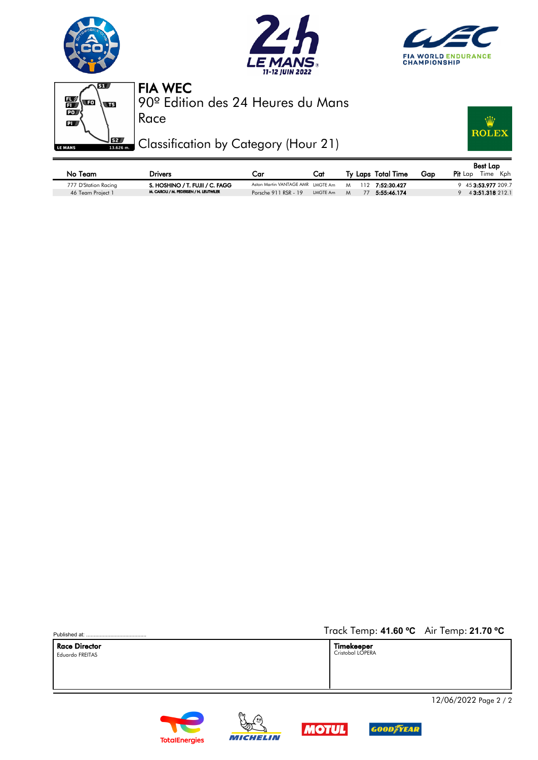# FIA WEC

90º Edition des 24 Heures du Mans

Race

Classification by Category (Hour 21)

| No | Team | Drivers | Car | Cat | Ty | Laps | Total Time | Gap | Pit | Best Lap Lap | Best Lap Time | Best Lap Kph |
|---|---|---|---|---|---|---|---|---|---|---|---|---|
| 777 | D'Station Racing | **S. HOSHINO / T. FUJII / C. FAGG** | Aston Martin VANTAGE AMR | LMGTE Am | M | 112 | **7:52:30.427** | | 9 | 45 | **3:53.977** | 209.7 |
| 46 | Team Project 1 | **M. CAIROLI / M. PEDERSEN / N. LEUTWILER** | Porsche 911 RSR - 19 | LMGTE Am | M | 77 | **5:55:46.174** | | 9 | 4 | **3:51.318** | 212.1 |

Published at: ........................................

Track Temp: **41.60 ºC** Air Temp: **21.70 ºC**

| | |
|---|---|
| **Race Director**<br>Eduardo FREITAS | **Timekeeper**<br>Cristobal LOPERA |

12/06/2022